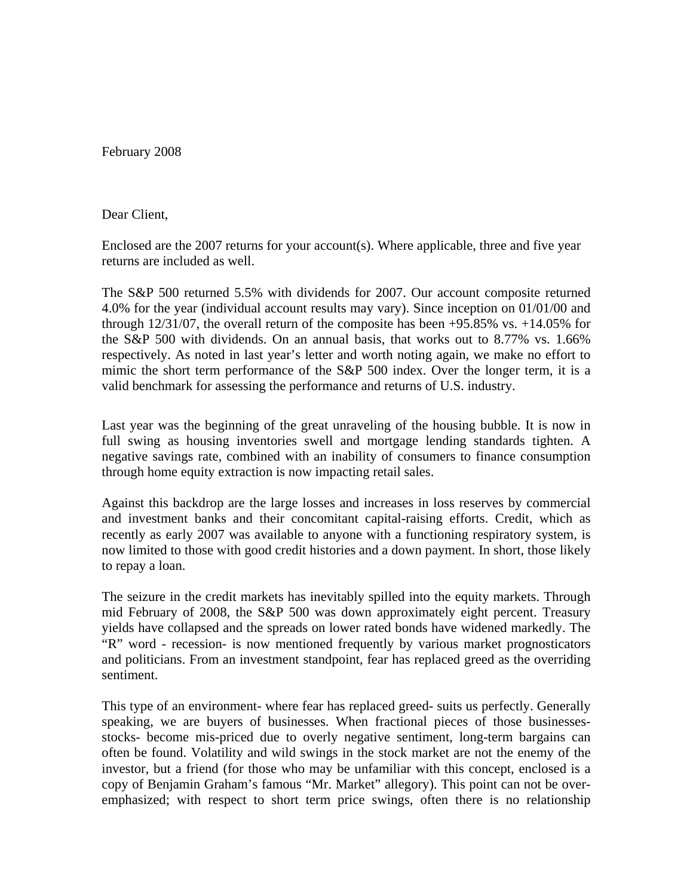February 2008

Dear Client,

Enclosed are the 2007 returns for your account(s). Where applicable, three and five year returns are included as well.

The S&P 500 returned 5.5% with dividends for 2007. Our account composite returned 4.0% for the year (individual account results may vary). Since inception on 01/01/00 and through 12/31/07, the overall return of the composite has been +95.85% vs. +14.05% for the S&P 500 with dividends. On an annual basis, that works out to 8.77% vs. 1.66% respectively. As noted in last year's letter and worth noting again, we make no effort to mimic the short term performance of the S&P 500 index. Over the longer term, it is a valid benchmark for assessing the performance and returns of U.S. industry.

Last year was the beginning of the great unraveling of the housing bubble. It is now in full swing as housing inventories swell and mortgage lending standards tighten. A negative savings rate, combined with an inability of consumers to finance consumption through home equity extraction is now impacting retail sales.

Against this backdrop are the large losses and increases in loss reserves by commercial and investment banks and their concomitant capital-raising efforts. Credit, which as recently as early 2007 was available to anyone with a functioning respiratory system, is now limited to those with good credit histories and a down payment. In short, those likely to repay a loan.

The seizure in the credit markets has inevitably spilled into the equity markets. Through mid February of 2008, the S&P 500 was down approximately eight percent. Treasury yields have collapsed and the spreads on lower rated bonds have widened markedly. The "R" word - recession- is now mentioned frequently by various market prognosticators and politicians. From an investment standpoint, fear has replaced greed as the overriding sentiment.

This type of an environment- where fear has replaced greed- suits us perfectly. Generally speaking, we are buyers of businesses. When fractional pieces of those businesses- stocks- become mis-priced due to overly negative sentiment, long-term bargains can often be found. Volatility and wild swings in the stock market are not the enemy of the investor, but a friend (for those who may be unfamiliar with this concept, enclosed is a copy of Benjamin Graham's famous "Mr. Market" allegory). This point can not be over-emphasized; with respect to short term price swings, often there is no relationship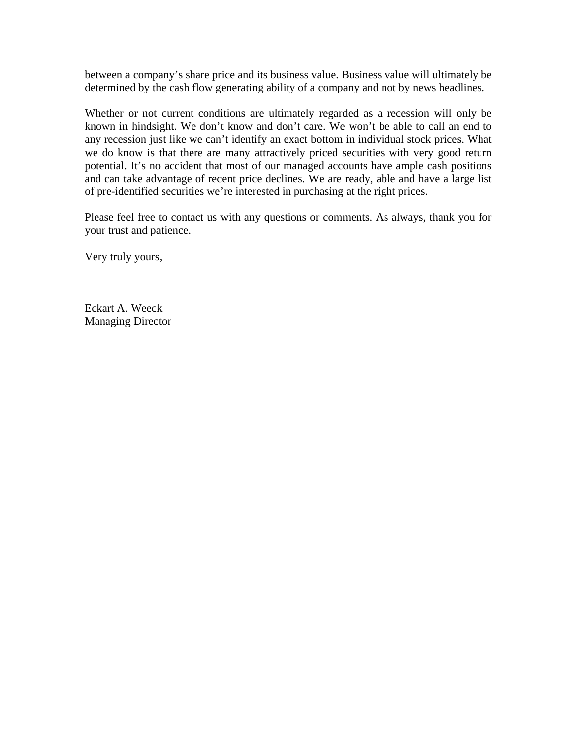between a company's share price and its business value. Business value will ultimately be determined by the cash flow generating ability of a company and not by news headlines.

Whether or not current conditions are ultimately regarded as a recession will only be known in hindsight. We don't know and don't care. We won't be able to call an end to any recession just like we can't identify an exact bottom in individual stock prices. What we do know is that there are many attractively priced securities with very good return potential. It's no accident that most of our managed accounts have ample cash positions and can take advantage of recent price declines. We are ready, able and have a large list of pre-identified securities we're interested in purchasing at the right prices.

Please feel free to contact us with any questions or comments. As always, thank you for your trust and patience.

Very truly yours,

Eckart A. Weeck  
Managing Director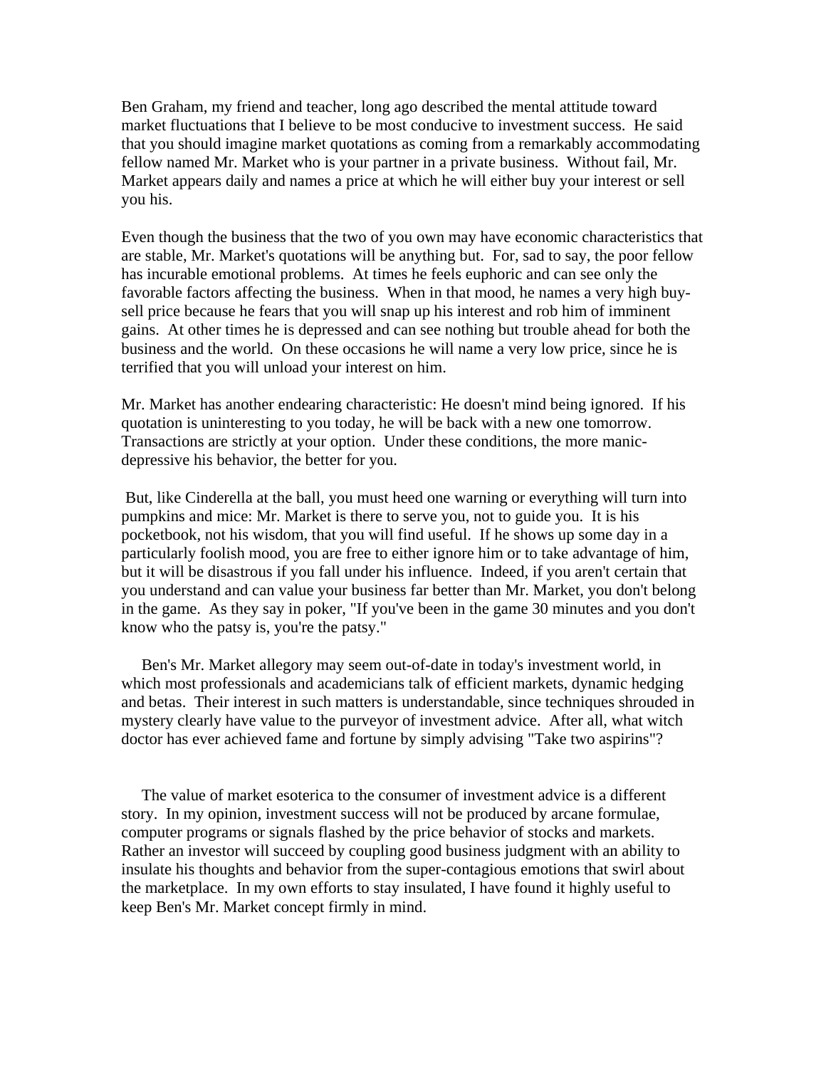Ben Graham, my friend and teacher, long ago described the mental attitude toward market fluctuations that I believe to be most conducive to investment success. He said that you should imagine market quotations as coming from a remarkably accommodating fellow named Mr. Market who is your partner in a private business. Without fail, Mr. Market appears daily and names a price at which he will either buy your interest or sell you his.

Even though the business that the two of you own may have economic characteristics that are stable, Mr. Market's quotations will be anything but. For, sad to say, the poor fellow has incurable emotional problems. At times he feels euphoric and can see only the favorable factors affecting the business. When in that mood, he names a very high buy-sell price because he fears that you will snap up his interest and rob him of imminent gains. At other times he is depressed and can see nothing but trouble ahead for both the business and the world. On these occasions he will name a very low price, since he is terrified that you will unload your interest on him.

Mr. Market has another endearing characteristic: He doesn't mind being ignored. If his quotation is uninteresting to you today, he will be back with a new one tomorrow. Transactions are strictly at your option. Under these conditions, the more manic-depressive his behavior, the better for you.

But, like Cinderella at the ball, you must heed one warning or everything will turn into pumpkins and mice: Mr. Market is there to serve you, not to guide you. It is his pocketbook, not his wisdom, that you will find useful. If he shows up some day in a particularly foolish mood, you are free to either ignore him or to take advantage of him, but it will be disastrous if you fall under his influence. Indeed, if you aren't certain that you understand and can value your business far better than Mr. Market, you don't belong in the game. As they say in poker, "If you've been in the game 30 minutes and you don't know who the patsy is, you're the patsy."

Ben's Mr. Market allegory may seem out-of-date in today's investment world, in which most professionals and academicians talk of efficient markets, dynamic hedging and betas. Their interest in such matters is understandable, since techniques shrouded in mystery clearly have value to the purveyor of investment advice. After all, what witch doctor has ever achieved fame and fortune by simply advising "Take two aspirins"?

The value of market esoterica to the consumer of investment advice is a different story. In my opinion, investment success will not be produced by arcane formulae, computer programs or signals flashed by the price behavior of stocks and markets. Rather an investor will succeed by coupling good business judgment with an ability to insulate his thoughts and behavior from the super-contagious emotions that swirl about the marketplace. In my own efforts to stay insulated, I have found it highly useful to keep Ben's Mr. Market concept firmly in mind.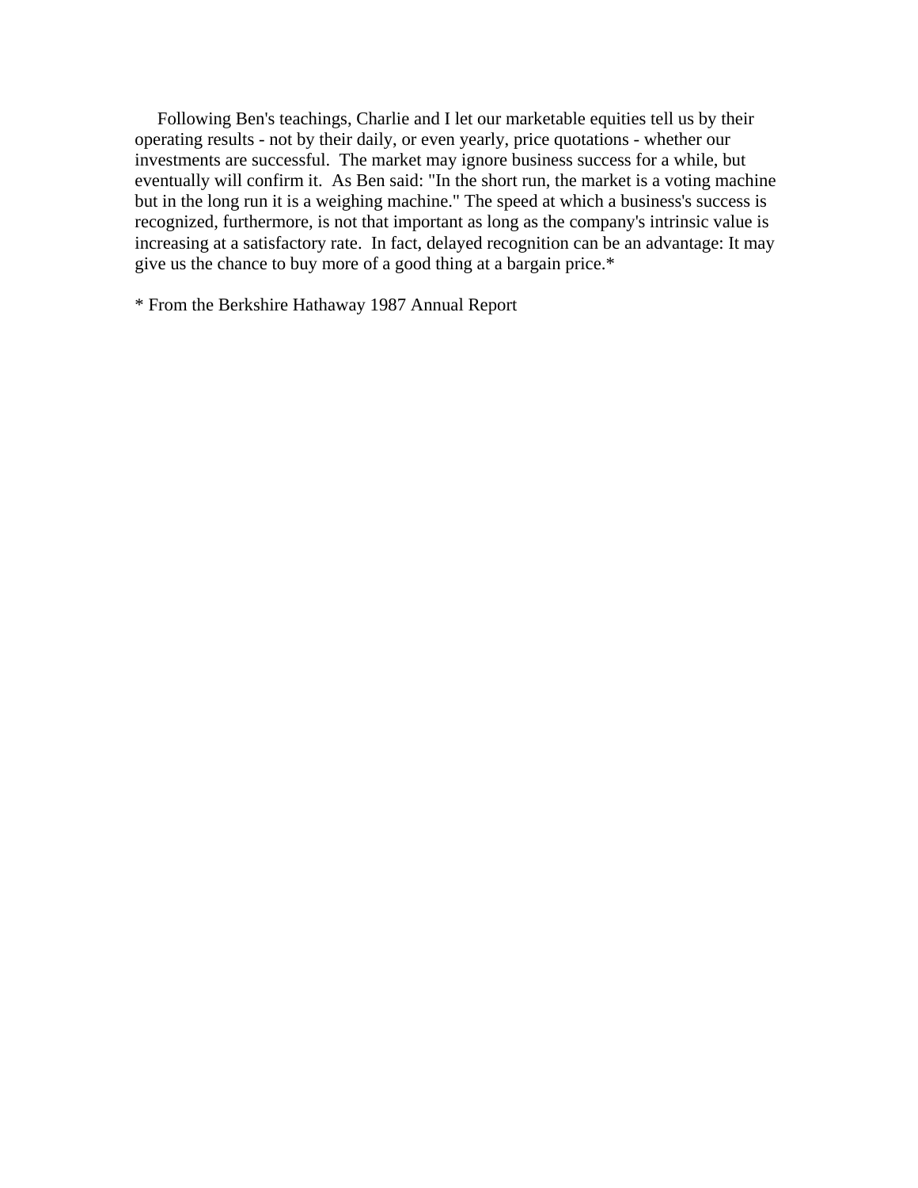Following Ben's teachings, Charlie and I let our marketable equities tell us by their operating results - not by their daily, or even yearly, price quotations - whether our investments are successful. The market may ignore business success for a while, but eventually will confirm it. As Ben said: "In the short run, the market is a voting machine but in the long run it is a weighing machine." The speed at which a business's success is recognized, furthermore, is not that important as long as the company's intrinsic value is increasing at a satisfactory rate. In fact, delayed recognition can be an advantage: It may give us the chance to buy more of a good thing at a bargain price.*

* From the Berkshire Hathaway 1987 Annual Report